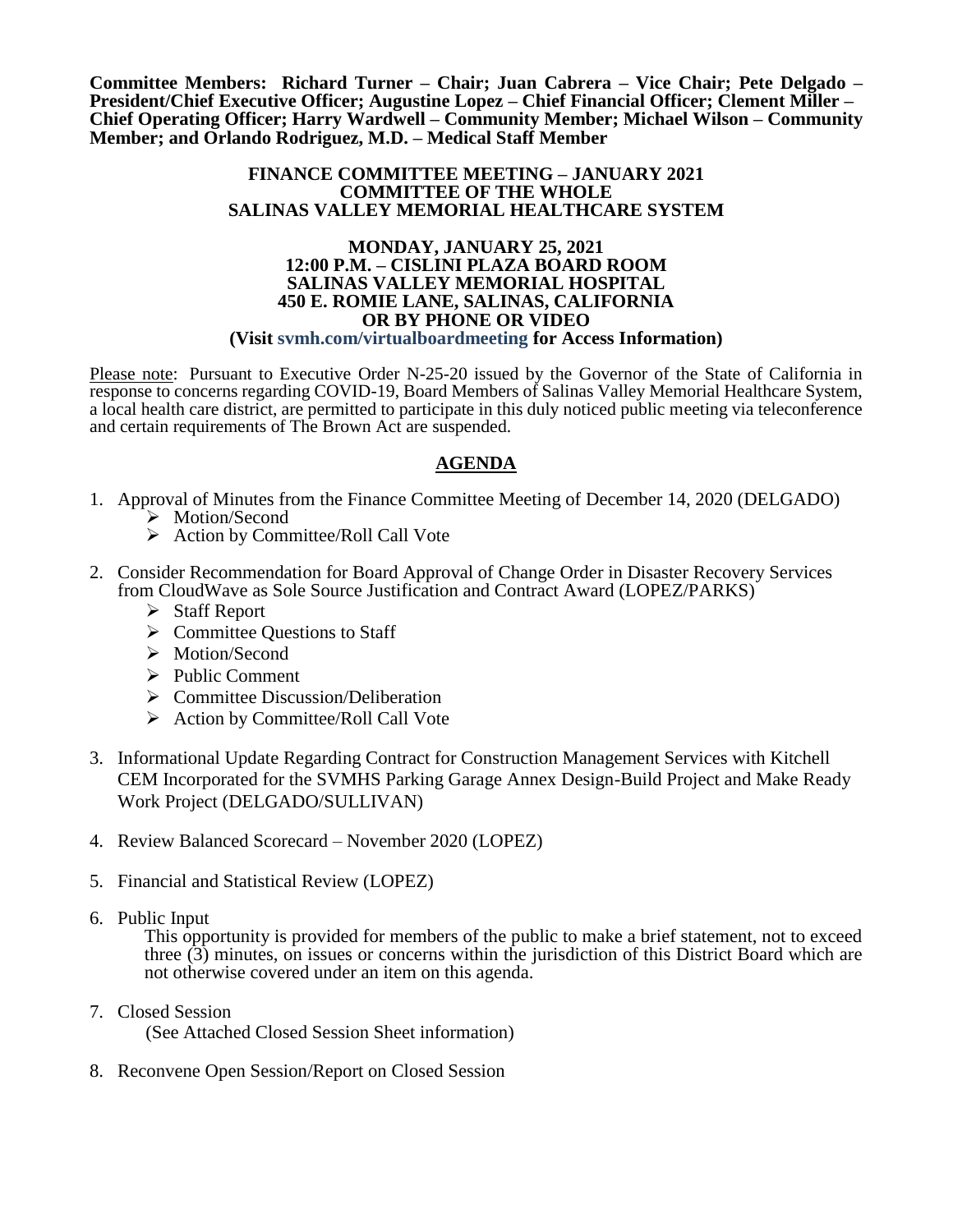**Committee Members: Richard Turner – Chair; Juan Cabrera – Vice Chair; Pete Delgado – President/Chief Executive Officer; Augustine Lopez – Chief Financial Officer; Clement Miller – Chief Operating Officer; Harry Wardwell – Community Member; Michael Wilson – Community Member; and Orlando Rodriguez, M.D. – Medical Staff Member**

**FINANCE COMMITTEE MEETING – JANUARY 2021**
**COMMITTEE OF THE WHOLE**
**SALINAS VALLEY MEMORIAL HEALTHCARE SYSTEM**

**MONDAY, JANUARY 25, 2021**
**12:00 P.M. – CISLINI PLAZA BOARD ROOM**
**SALINAS VALLEY MEMORIAL HOSPITAL**
**450 E. ROMIE LANE, SALINAS, CALIFORNIA**
**OR BY PHONE OR VIDEO**
**(Visit svmh.com/virtualboardmeeting for Access Information)**

Please note: Pursuant to Executive Order N-25-20 issued by the Governor of the State of California in response to concerns regarding COVID-19, Board Members of Salinas Valley Memorial Healthcare System, a local health care district, are permitted to participate in this duly noticed public meeting via teleconference and certain requirements of The Brown Act are suspended.

## AGENDA

1. Approval of Minutes from the Finance Committee Meeting of December 14, 2020 (DELGADO)
   - Motion/Second
   - Action by Committee/Roll Call Vote

2. Consider Recommendation for Board Approval of Change Order in Disaster Recovery Services from CloudWave as Sole Source Justification and Contract Award (LOPEZ/PARKS)
   - Staff Report
   - Committee Questions to Staff
   - Motion/Second
   - Public Comment
   - Committee Discussion/Deliberation
   - Action by Committee/Roll Call Vote

3. Informational Update Regarding Contract for Construction Management Services with Kitchell CEM Incorporated for the SVMHS Parking Garage Annex Design-Build Project and Make Ready Work Project (DELGADO/SULLIVAN)

4. Review Balanced Scorecard – November 2020 (LOPEZ)

5. Financial and Statistical Review (LOPEZ)

6. Public Input

   This opportunity is provided for members of the public to make a brief statement, not to exceed three (3) minutes, on issues or concerns within the jurisdiction of this District Board which are not otherwise covered under an item on this agenda.

7. Closed Session

   (See Attached Closed Session Sheet information)

8. Reconvene Open Session/Report on Closed Session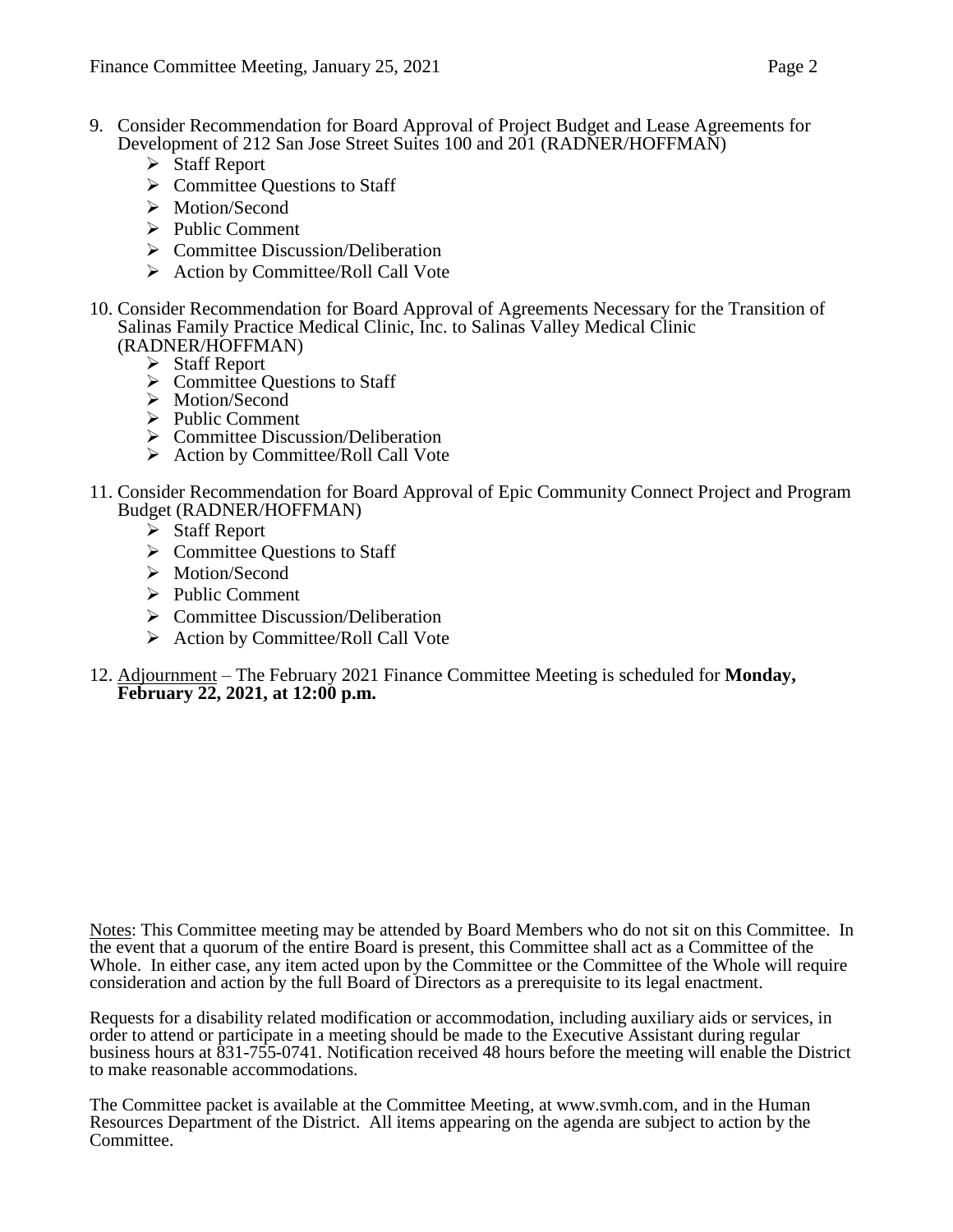9. Consider Recommendation for Board Approval of Project Budget and Lease Agreements for Development of 212 San Jose Street Suites 100 and 201 (RADNER/HOFFMAN)
   - Staff Report
   - Committee Questions to Staff
   - Motion/Second
   - Public Comment
   - Committee Discussion/Deliberation
   - Action by Committee/Roll Call Vote

10. Consider Recommendation for Board Approval of Agreements Necessary for the Transition of Salinas Family Practice Medical Clinic, Inc. to Salinas Valley Medical Clinic (RADNER/HOFFMAN)
    - Staff Report
    - Committee Questions to Staff
    - Motion/Second
    - Public Comment
    - Committee Discussion/Deliberation
    - Action by Committee/Roll Call Vote

11. Consider Recommendation for Board Approval of Epic Community Connect Project and Program Budget (RADNER/HOFFMAN)
    - Staff Report
    - Committee Questions to Staff
    - Motion/Second
    - Public Comment
    - Committee Discussion/Deliberation
    - Action by Committee/Roll Call Vote

12. Adjournment – The February 2021 Finance Committee Meeting is scheduled for **Monday, February 22, 2021, at 12:00 p.m.**

Notes: This Committee meeting may be attended by Board Members who do not sit on this Committee. In the event that a quorum of the entire Board is present, this Committee shall act as a Committee of the Whole. In either case, any item acted upon by the Committee or the Committee of the Whole will require consideration and action by the full Board of Directors as a prerequisite to its legal enactment.

Requests for a disability related modification or accommodation, including auxiliary aids or services, in order to attend or participate in a meeting should be made to the Executive Assistant during regular business hours at 831-755-0741. Notification received 48 hours before the meeting will enable the District to make reasonable accommodations.

The Committee packet is available at the Committee Meeting, at www.svmh.com, and in the Human Resources Department of the District. All items appearing on the agenda are subject to action by the Committee.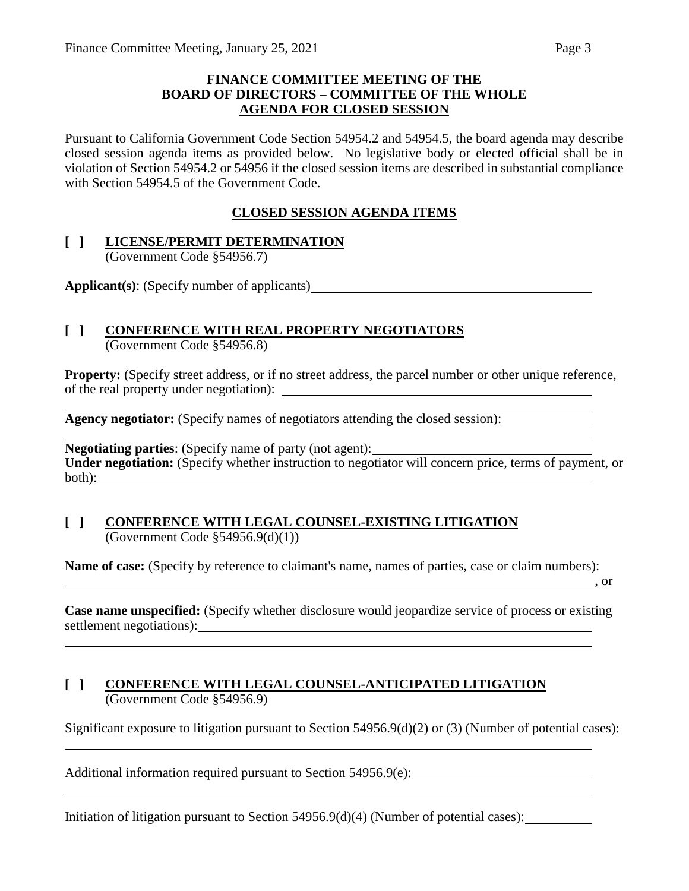**FINANCE COMMITTEE MEETING OF THE BOARD OF DIRECTORS – COMMITTEE OF THE WHOLE**
**AGENDA FOR CLOSED SESSION**

Pursuant to California Government Code Section 54954.2 and 54954.5, the board agenda may describe closed session agenda items as provided below. No legislative body or elected official shall be in violation of Section 54954.2 or 54956 if the closed session items are described in substantial compliance with Section 54954.5 of the Government Code.

## CLOSED SESSION AGENDA ITEMS

### [ ] LICENSE/PERMIT DETERMINATION
(Government Code §54956.7)

**Applicant(s)**: (Specify number of applicants) ____________________

### [ ] CONFERENCE WITH REAL PROPERTY NEGOTIATORS
(Government Code §54956.8)

**Property:** (Specify street address, or if no street address, the parcel number or other unique reference, of the real property under negotiation): ____________________

**Agency negotiator:** (Specify names of negotiators attending the closed session): ____________________

**Negotiating parties**: (Specify name of party (not agent): ____________________
**Under negotiation:** (Specify whether instruction to negotiator will concern price, terms of payment, or both): ____________________

### [ ] CONFERENCE WITH LEGAL COUNSEL-EXISTING LITIGATION
(Government Code §54956.9(d)(1))

**Name of case:** (Specify by reference to claimant's name, names of parties, case or claim numbers): ____________________, or

**Case name unspecified:** (Specify whether disclosure would jeopardize service of process or existing settlement negotiations): ____________________

### [ ] CONFERENCE WITH LEGAL COUNSEL-ANTICIPATED LITIGATION
(Government Code §54956.9)

Significant exposure to litigation pursuant to Section 54956.9(d)(2) or (3) (Number of potential cases): ____________________

Additional information required pursuant to Section 54956.9(e): ____________________

Initiation of litigation pursuant to Section 54956.9(d)(4) (Number of potential cases): ____________________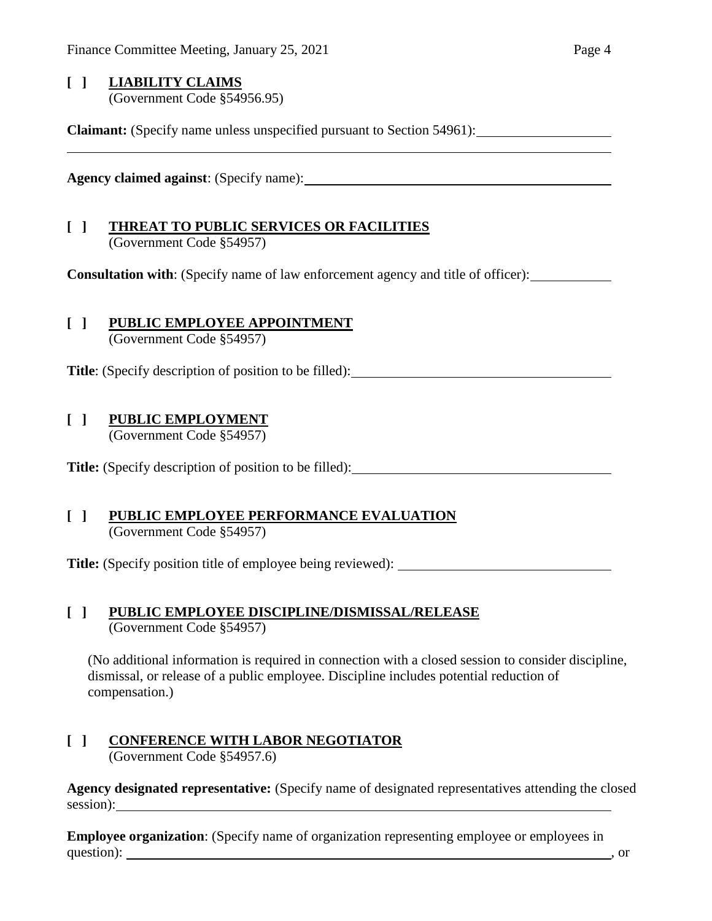**[ ] LIABILITY CLAIMS**
(Government Code §54956.95)

**Claimant:** (Specify name unless unspecified pursuant to Section 54961): ____________________
______________________________________________________________________________

**Agency claimed against**: (Specify name): ______________________________________________

**[ ] THREAT TO PUBLIC SERVICES OR FACILITIES**
(Government Code §54957)

**Consultation with**: (Specify name of law enforcement agency and title of officer): ____________

**[ ] PUBLIC EMPLOYEE APPOINTMENT**
(Government Code §54957)

**Title**: (Specify description of position to be filled): ________________________________________

**[ ] PUBLIC EMPLOYMENT**
(Government Code §54957)

**Title:** (Specify description of position to be filled): ________________________________________

**[ ] PUBLIC EMPLOYEE PERFORMANCE EVALUATION**
(Government Code §54957)

**Title:** (Specify position title of employee being reviewed): __________________________________

**[ ] PUBLIC EMPLOYEE DISCIPLINE/DISMISSAL/RELEASE**
(Government Code §54957)

(No additional information is required in connection with a closed session to consider discipline, dismissal, or release of a public employee. Discipline includes potential reduction of compensation.)

**[ ] CONFERENCE WITH LABOR NEGOTIATOR**
(Government Code §54957.6)

**Agency designated representative:** (Specify name of designated representatives attending the closed session): ______________________________________________________________________

**Employee organization**: (Specify name of organization representing employee or employees in question): ____________________________________________________________________, or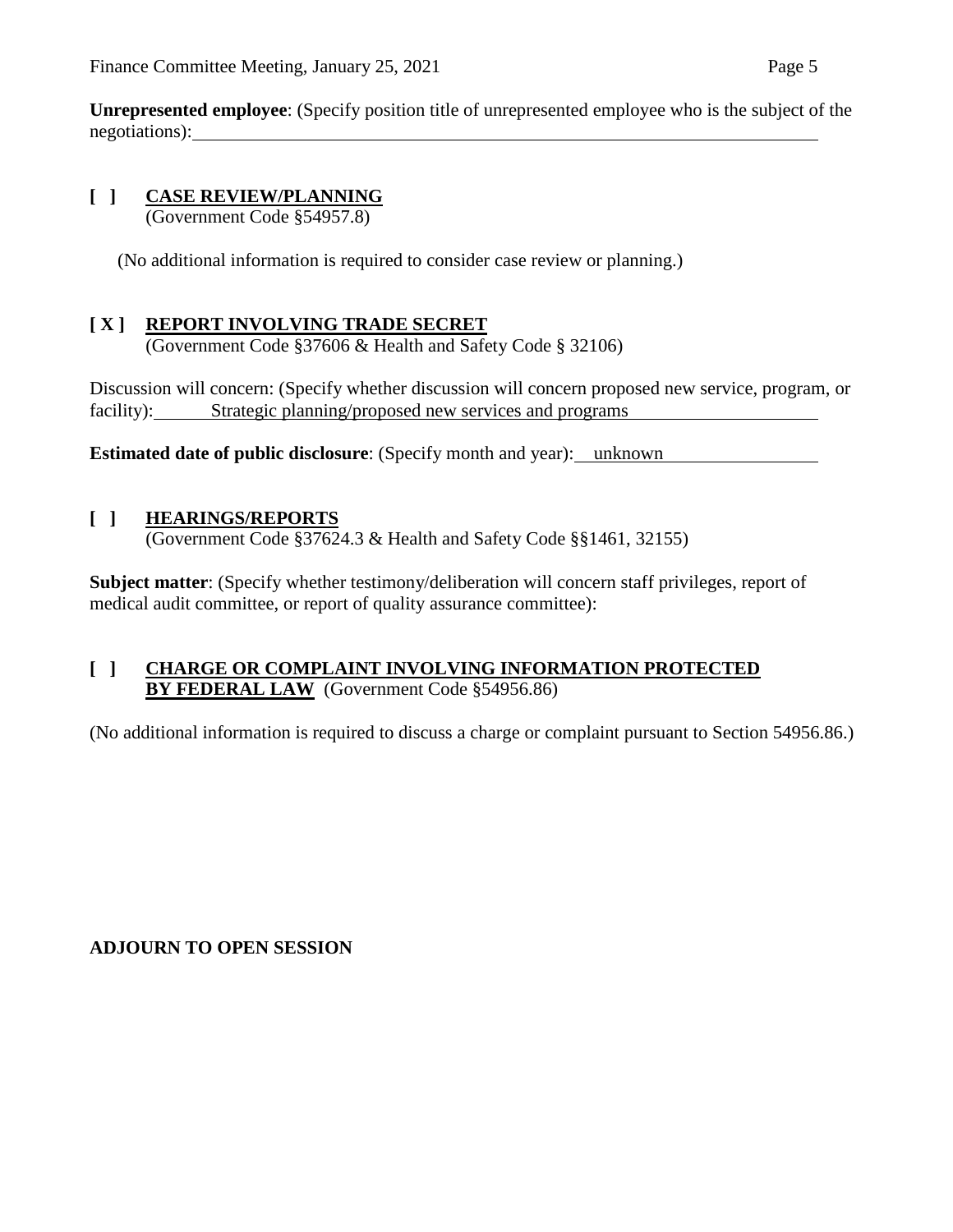**Unrepresented employee**: (Specify position title of unrepresented employee who is the subject of the negotiations):

**[ ] CASE REVIEW/PLANNING**
(Government Code §54957.8)

(No additional information is required to consider case review or planning.)

**[ X ] REPORT INVOLVING TRADE SECRET**
(Government Code §37606 & Health and Safety Code § 32106)

Discussion will concern: (Specify whether discussion will concern proposed new service, program, or facility): Strategic planning/proposed new services and programs

**Estimated date of public disclosure**: (Specify month and year): unknown

**[ ] HEARINGS/REPORTS**
(Government Code §37624.3 & Health and Safety Code §§1461, 32155)

**Subject matter**: (Specify whether testimony/deliberation will concern staff privileges, report of medical audit committee, or report of quality assurance committee):

**[ ] CHARGE OR COMPLAINT INVOLVING INFORMATION PROTECTED BY FEDERAL LAW** (Government Code §54956.86)

(No additional information is required to discuss a charge or complaint pursuant to Section 54956.86.)

**ADJOURN TO OPEN SESSION**